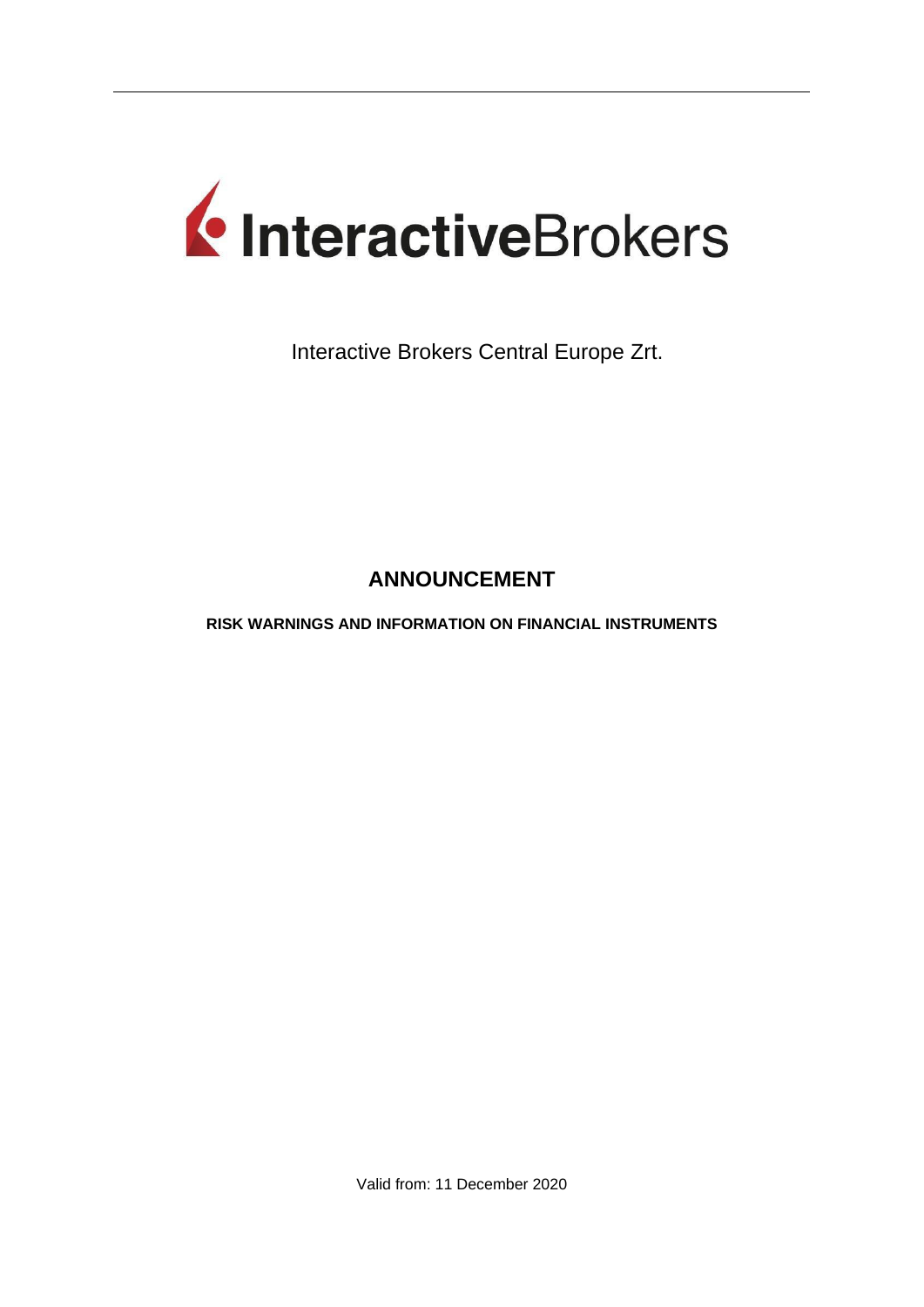InteractiveBrokers

Interactive Brokers Central Europe Zrt.

# ANNOUNCEMENT

**RISK WARNINGS AND INFORMATION ON FINANCIAL INSTRUMENTS**

Valid from: 11 December 2020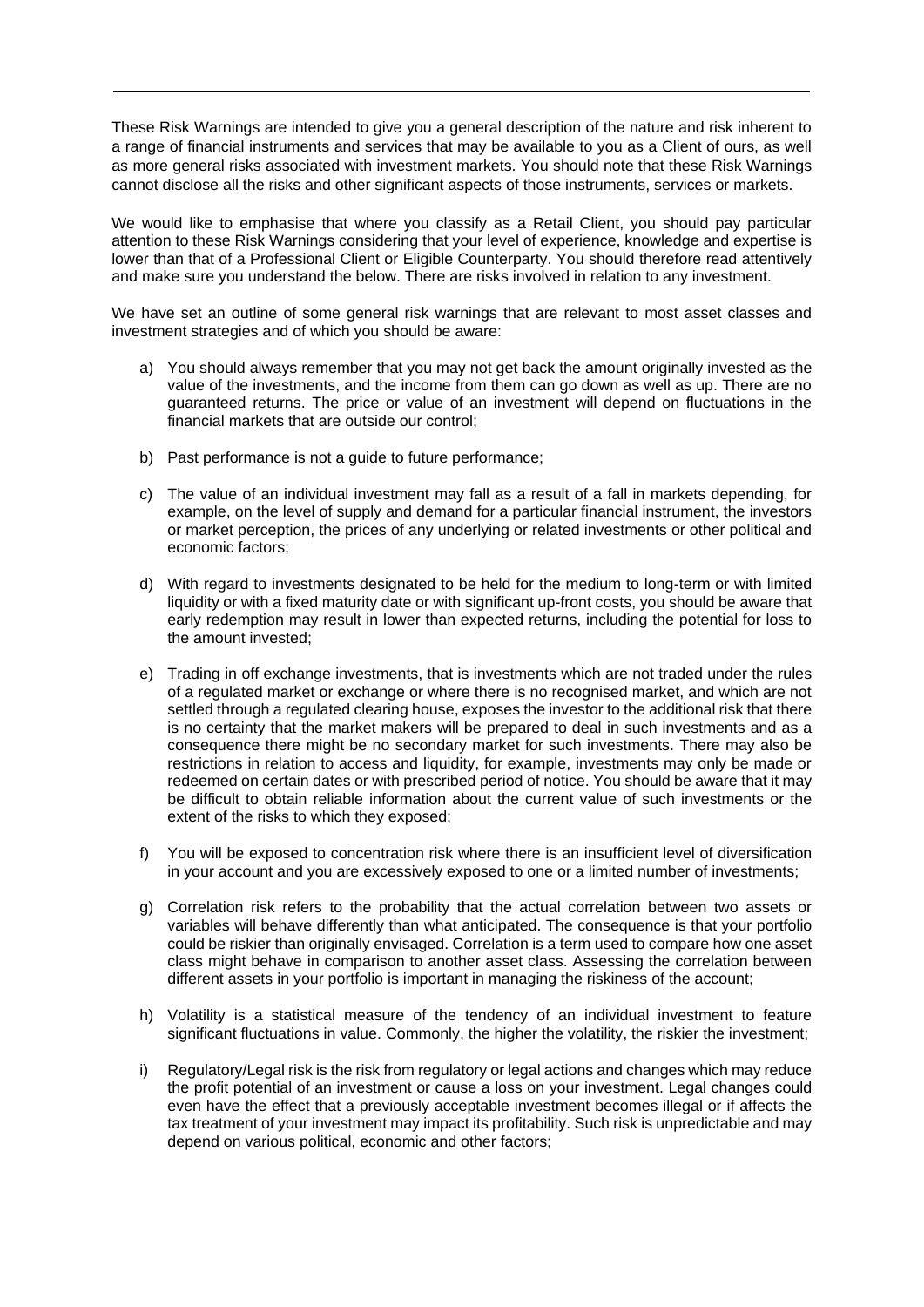These Risk Warnings are intended to give you a general description of the nature and risk inherent to a range of financial instruments and services that may be available to you as a Client of ours, as well as more general risks associated with investment markets. You should note that these Risk Warnings cannot disclose all the risks and other significant aspects of those instruments, services or markets.

We would like to emphasise that where you classify as a Retail Client, you should pay particular attention to these Risk Warnings considering that your level of experience, knowledge and expertise is lower than that of a Professional Client or Eligible Counterparty. You should therefore read attentively and make sure you understand the below. There are risks involved in relation to any investment.

We have set an outline of some general risk warnings that are relevant to most asset classes and investment strategies and of which you should be aware:

a) You should always remember that you may not get back the amount originally invested as the value of the investments, and the income from them can go down as well as up. There are no guaranteed returns. The price or value of an investment will depend on fluctuations in the financial markets that are outside our control;

b) Past performance is not a guide to future performance;

c) The value of an individual investment may fall as a result of a fall in markets depending, for example, on the level of supply and demand for a particular financial instrument, the investors or market perception, the prices of any underlying or related investments or other political and economic factors;

d) With regard to investments designated to be held for the medium to long-term or with limited liquidity or with a fixed maturity date or with significant up-front costs, you should be aware that early redemption may result in lower than expected returns, including the potential for loss to the amount invested;

e) Trading in off exchange investments, that is investments which are not traded under the rules of a regulated market or exchange or where there is no recognised market, and which are not settled through a regulated clearing house, exposes the investor to the additional risk that there is no certainty that the market makers will be prepared to deal in such investments and as a consequence there might be no secondary market for such investments. There may also be restrictions in relation to access and liquidity, for example, investments may only be made or redeemed on certain dates or with prescribed period of notice. You should be aware that it may be difficult to obtain reliable information about the current value of such investments or the extent of the risks to which they exposed;

f) You will be exposed to concentration risk where there is an insufficient level of diversification in your account and you are excessively exposed to one or a limited number of investments;

g) Correlation risk refers to the probability that the actual correlation between two assets or variables will behave differently than what anticipated. The consequence is that your portfolio could be riskier than originally envisaged. Correlation is a term used to compare how one asset class might behave in comparison to another asset class. Assessing the correlation between different assets in your portfolio is important in managing the riskiness of the account;

h) Volatility is a statistical measure of the tendency of an individual investment to feature significant fluctuations in value. Commonly, the higher the volatility, the riskier the investment;

i) Regulatory/Legal risk is the risk from regulatory or legal actions and changes which may reduce the profit potential of an investment or cause a loss on your investment. Legal changes could even have the effect that a previously acceptable investment becomes illegal or if affects the tax treatment of your investment may impact its profitability. Such risk is unpredictable and may depend on various political, economic and other factors;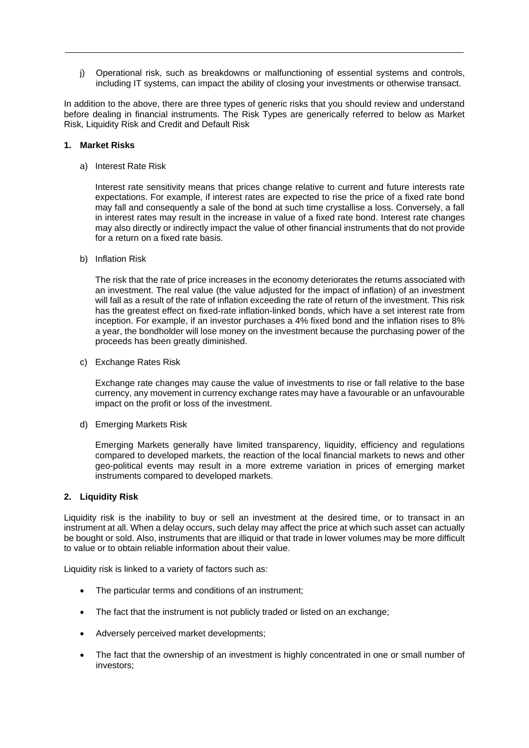j) Operational risk, such as breakdowns or malfunctioning of essential systems and controls, including IT systems, can impact the ability of closing your investments or otherwise transact.

In addition to the above, there are three types of generic risks that you should review and understand before dealing in financial instruments. The Risk Types are generically referred to below as Market Risk, Liquidity Risk and Credit and Default Risk

**1. Market Risks**

a) Interest Rate Risk

Interest rate sensitivity means that prices change relative to current and future interests rate expectations. For example, if interest rates are expected to rise the price of a fixed rate bond may fall and consequently a sale of the bond at such time crystallise a loss. Conversely, a fall in interest rates may result in the increase in value of a fixed rate bond. Interest rate changes may also directly or indirectly impact the value of other financial instruments that do not provide for a return on a fixed rate basis.

b) Inflation Risk

The risk that the rate of price increases in the economy deteriorates the returns associated with an investment. The real value (the value adjusted for the impact of inflation) of an investment will fall as a result of the rate of inflation exceeding the rate of return of the investment. This risk has the greatest effect on fixed-rate inflation-linked bonds, which have a set interest rate from inception. For example, if an investor purchases a 4% fixed bond and the inflation rises to 8% a year, the bondholder will lose money on the investment because the purchasing power of the proceeds has been greatly diminished.

c) Exchange Rates Risk

Exchange rate changes may cause the value of investments to rise or fall relative to the base currency, any movement in currency exchange rates may have a favourable or an unfavourable impact on the profit or loss of the investment.

d) Emerging Markets Risk

Emerging Markets generally have limited transparency, liquidity, efficiency and regulations compared to developed markets, the reaction of the local financial markets to news and other geo-political events may result in a more extreme variation in prices of emerging market instruments compared to developed markets.

**2. Liquidity Risk**

Liquidity risk is the inability to buy or sell an investment at the desired time, or to transact in an instrument at all. When a delay occurs, such delay may affect the price at which such asset can actually be bought or sold. Also, instruments that are illiquid or that trade in lower volumes may be more difficult to value or to obtain reliable information about their value.

Liquidity risk is linked to a variety of factors such as:

- The particular terms and conditions of an instrument;
- The fact that the instrument is not publicly traded or listed on an exchange;
- Adversely perceived market developments;
- The fact that the ownership of an investment is highly concentrated in one or small number of investors;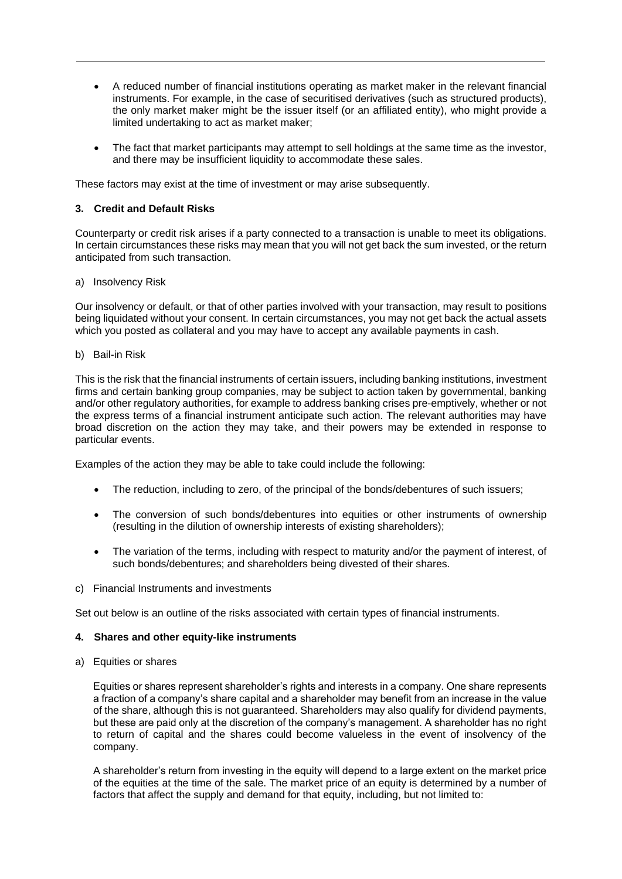- A reduced number of financial institutions operating as market maker in the relevant financial instruments. For example, in the case of securitised derivatives (such as structured products), the only market maker might be the issuer itself (or an affiliated entity), who might provide a limited undertaking to act as market maker;

- The fact that market participants may attempt to sell holdings at the same time as the investor, and there may be insufficient liquidity to accommodate these sales.

These factors may exist at the time of investment or may arise subsequently.

### 3. Credit and Default Risks

Counterparty or credit risk arises if a party connected to a transaction is unable to meet its obligations. In certain circumstances these risks may mean that you will not get back the sum invested, or the return anticipated from such transaction.

a) Insolvency Risk

Our insolvency or default, or that of other parties involved with your transaction, may result to positions being liquidated without your consent. In certain circumstances, you may not get back the actual assets which you posted as collateral and you may have to accept any available payments in cash.

b) Bail-in Risk

This is the risk that the financial instruments of certain issuers, including banking institutions, investment firms and certain banking group companies, may be subject to action taken by governmental, banking and/or other regulatory authorities, for example to address banking crises pre-emptively, whether or not the express terms of a financial instrument anticipate such action. The relevant authorities may have broad discretion on the action they may take, and their powers may be extended in response to particular events.

Examples of the action they may be able to take could include the following:

- The reduction, including to zero, of the principal of the bonds/debentures of such issuers;

- The conversion of such bonds/debentures into equities or other instruments of ownership (resulting in the dilution of ownership interests of existing shareholders);

- The variation of the terms, including with respect to maturity and/or the payment of interest, of such bonds/debentures; and shareholders being divested of their shares.

c) Financial Instruments and investments

Set out below is an outline of the risks associated with certain types of financial instruments.

### 4. Shares and other equity-like instruments

a) Equities or shares

Equities or shares represent shareholder's rights and interests in a company. One share represents a fraction of a company's share capital and a shareholder may benefit from an increase in the value of the share, although this is not guaranteed. Shareholders may also qualify for dividend payments, but these are paid only at the discretion of the company's management. A shareholder has no right to return of capital and the shares could become valueless in the event of insolvency of the company.

A shareholder's return from investing in the equity will depend to a large extent on the market price of the equities at the time of the sale. The market price of an equity is determined by a number of factors that affect the supply and demand for that equity, including, but not limited to: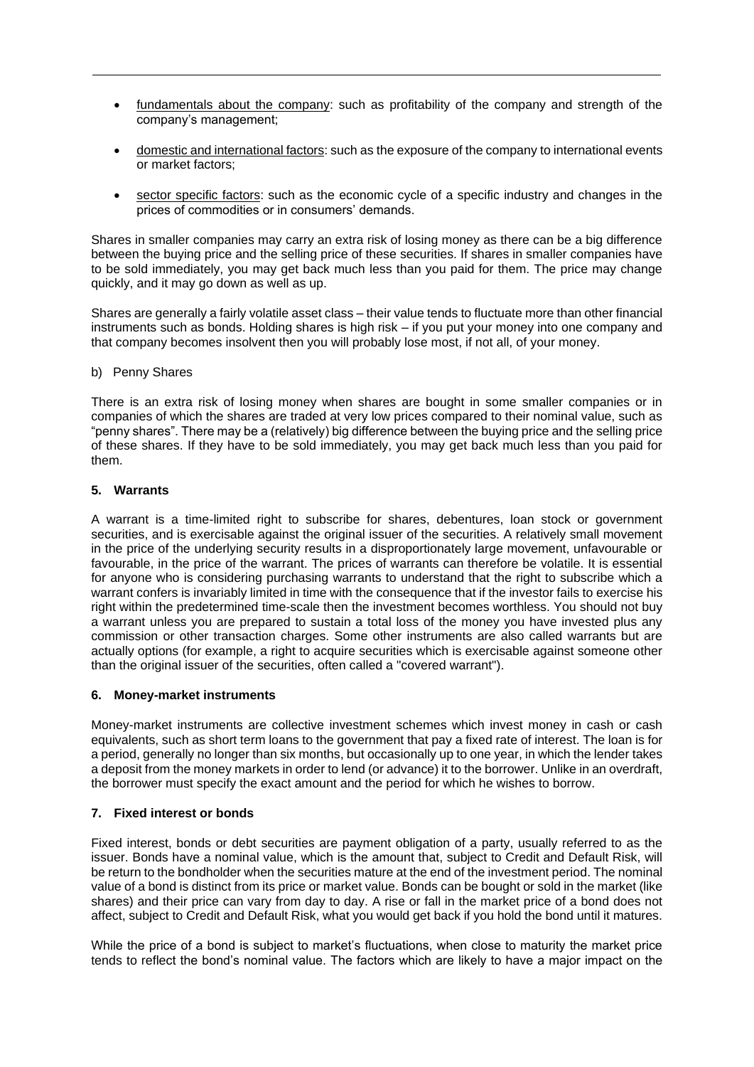- fundamentals about the company: such as profitability of the company and strength of the company's management;
- domestic and international factors: such as the exposure of the company to international events or market factors;
- sector specific factors: such as the economic cycle of a specific industry and changes in the prices of commodities or in consumers' demands.

Shares in smaller companies may carry an extra risk of losing money as there can be a big difference between the buying price and the selling price of these securities. If shares in smaller companies have to be sold immediately, you may get back much less than you paid for them. The price may change quickly, and it may go down as well as up.

Shares are generally a fairly volatile asset class – their value tends to fluctuate more than other financial instruments such as bonds. Holding shares is high risk – if you put your money into one company and that company becomes insolvent then you will probably lose most, if not all, of your money.

b) Penny Shares

There is an extra risk of losing money when shares are bought in some smaller companies or in companies of which the shares are traded at very low prices compared to their nominal value, such as "penny shares". There may be a (relatively) big difference between the buying price and the selling price of these shares. If they have to be sold immediately, you may get back much less than you paid for them.

### 5. Warrants

A warrant is a time-limited right to subscribe for shares, debentures, loan stock or government securities, and is exercisable against the original issuer of the securities. A relatively small movement in the price of the underlying security results in a disproportionately large movement, unfavourable or favourable, in the price of the warrant. The prices of warrants can therefore be volatile. It is essential for anyone who is considering purchasing warrants to understand that the right to subscribe which a warrant confers is invariably limited in time with the consequence that if the investor fails to exercise his right within the predetermined time-scale then the investment becomes worthless. You should not buy a warrant unless you are prepared to sustain a total loss of the money you have invested plus any commission or other transaction charges. Some other instruments are also called warrants but are actually options (for example, a right to acquire securities which is exercisable against someone other than the original issuer of the securities, often called a "covered warrant").

### 6. Money-market instruments

Money-market instruments are collective investment schemes which invest money in cash or cash equivalents, such as short term loans to the government that pay a fixed rate of interest. The loan is for a period, generally no longer than six months, but occasionally up to one year, in which the lender takes a deposit from the money markets in order to lend (or advance) it to the borrower. Unlike in an overdraft, the borrower must specify the exact amount and the period for which he wishes to borrow.

### 7. Fixed interest or bonds

Fixed interest, bonds or debt securities are payment obligation of a party, usually referred to as the issuer. Bonds have a nominal value, which is the amount that, subject to Credit and Default Risk, will be return to the bondholder when the securities mature at the end of the investment period. The nominal value of a bond is distinct from its price or market value. Bonds can be bought or sold in the market (like shares) and their price can vary from day to day. A rise or fall in the market price of a bond does not affect, subject to Credit and Default Risk, what you would get back if you hold the bond until it matures.

While the price of a bond is subject to market's fluctuations, when close to maturity the market price tends to reflect the bond's nominal value. The factors which are likely to have a major impact on the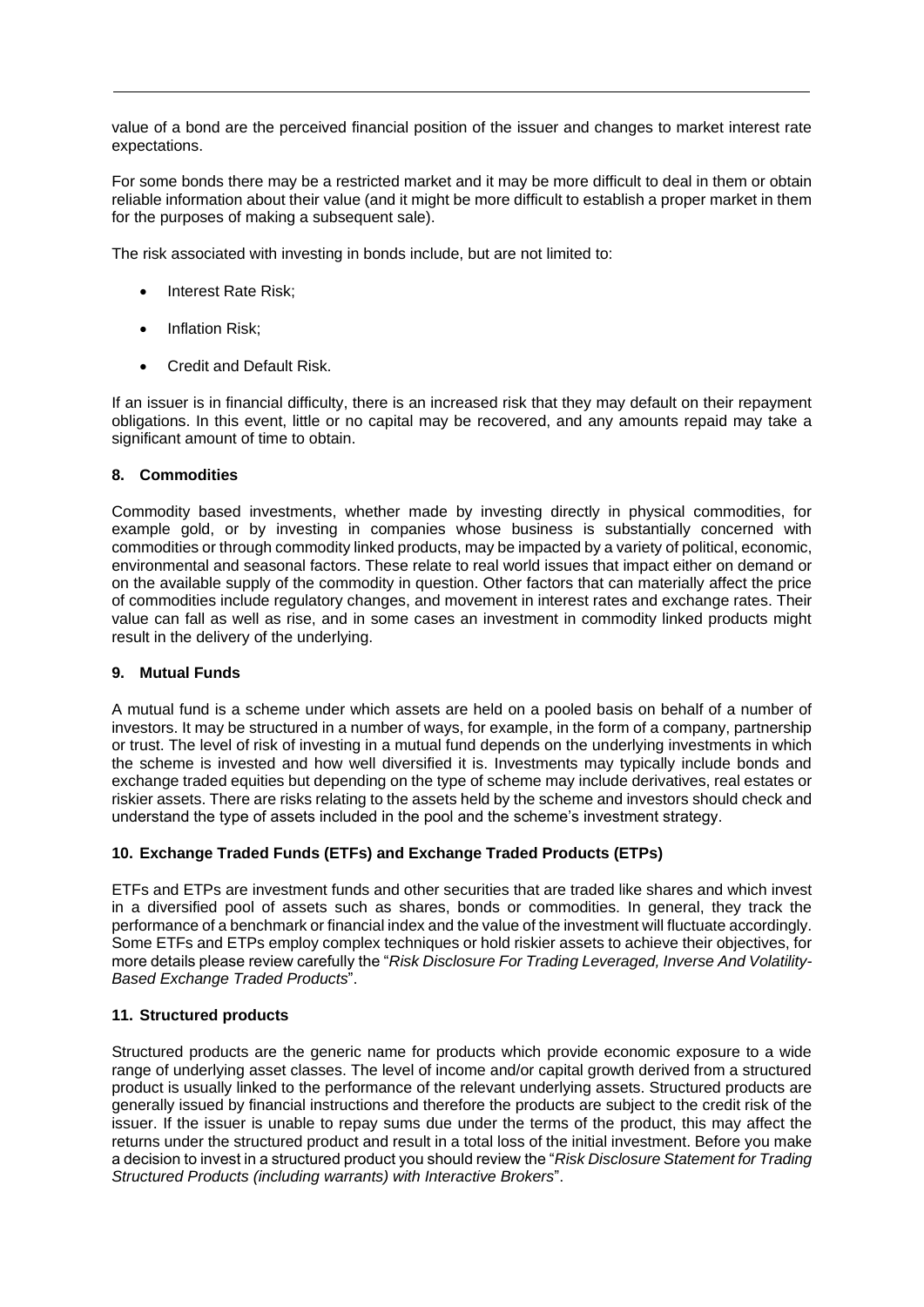value of a bond are the perceived financial position of the issuer and changes to market interest rate expectations.

For some bonds there may be a restricted market and it may be more difficult to deal in them or obtain reliable information about their value (and it might be more difficult to establish a proper market in them for the purposes of making a subsequent sale).

The risk associated with investing in bonds include, but are not limited to:

- Interest Rate Risk;
- Inflation Risk;
- Credit and Default Risk.

If an issuer is in financial difficulty, there is an increased risk that they may default on their repayment obligations. In this event, little or no capital may be recovered, and any amounts repaid may take a significant amount of time to obtain.

## 8. Commodities

Commodity based investments, whether made by investing directly in physical commodities, for example gold, or by investing in companies whose business is substantially concerned with commodities or through commodity linked products, may be impacted by a variety of political, economic, environmental and seasonal factors. These relate to real world issues that impact either on demand or on the available supply of the commodity in question. Other factors that can materially affect the price of commodities include regulatory changes, and movement in interest rates and exchange rates. Their value can fall as well as rise, and in some cases an investment in commodity linked products might result in the delivery of the underlying.

## 9. Mutual Funds

A mutual fund is a scheme under which assets are held on a pooled basis on behalf of a number of investors. It may be structured in a number of ways, for example, in the form of a company, partnership or trust. The level of risk of investing in a mutual fund depends on the underlying investments in which the scheme is invested and how well diversified it is. Investments may typically include bonds and exchange traded equities but depending on the type of scheme may include derivatives, real estates or riskier assets. There are risks relating to the assets held by the scheme and investors should check and understand the type of assets included in the pool and the scheme's investment strategy.

## 10. Exchange Traded Funds (ETFs) and Exchange Traded Products (ETPs)

ETFs and ETPs are investment funds and other securities that are traded like shares and which invest in a diversified pool of assets such as shares, bonds or commodities. In general, they track the performance of a benchmark or financial index and the value of the investment will fluctuate accordingly. Some ETFs and ETPs employ complex techniques or hold riskier assets to achieve their objectives, for more details please review carefully the "*Risk Disclosure For Trading Leveraged, Inverse And Volatility-Based Exchange Traded Products*".

## 11. Structured products

Structured products are the generic name for products which provide economic exposure to a wide range of underlying asset classes. The level of income and/or capital growth derived from a structured product is usually linked to the performance of the relevant underlying assets. Structured products are generally issued by financial instructions and therefore the products are subject to the credit risk of the issuer. If the issuer is unable to repay sums due under the terms of the product, this may affect the returns under the structured product and result in a total loss of the initial investment. Before you make a decision to invest in a structured product you should review the "*Risk Disclosure Statement for Trading Structured Products (including warrants) with Interactive Brokers*".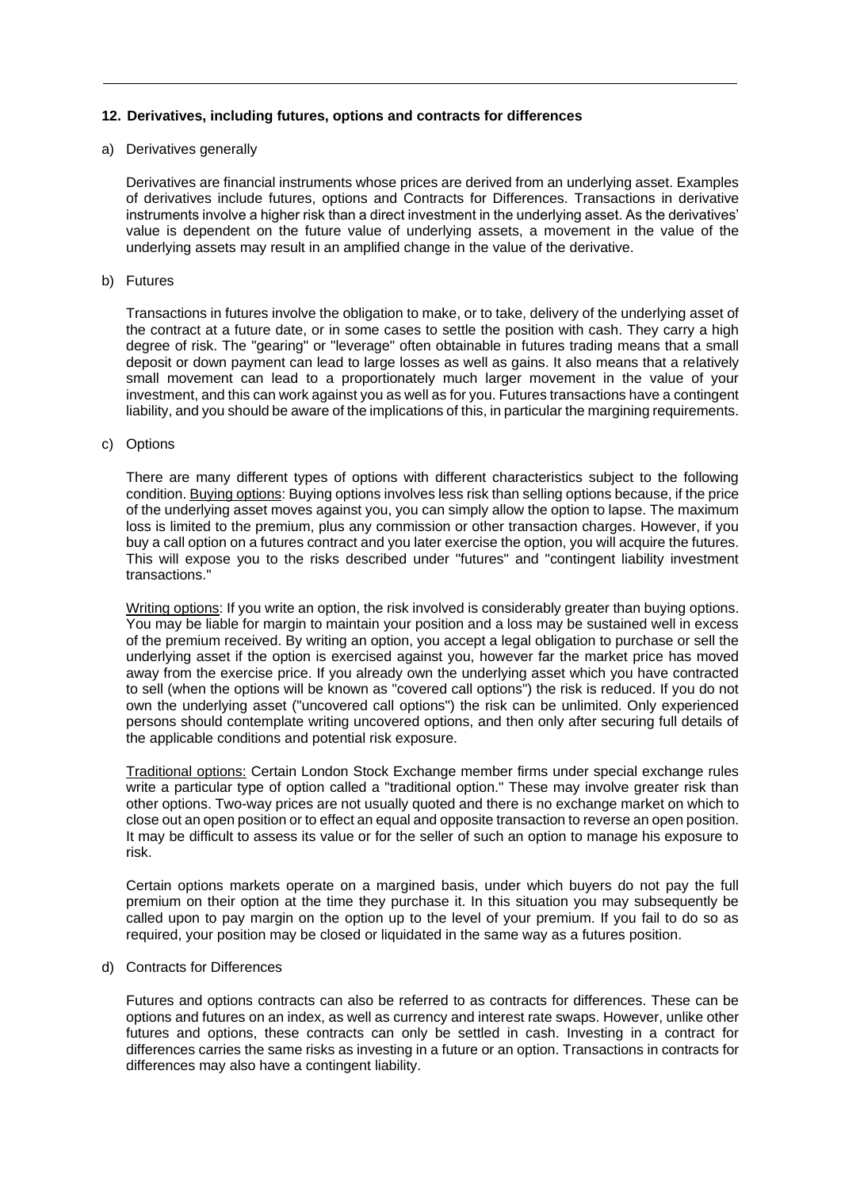## 12. Derivatives, including futures, options and contracts for differences

a) Derivatives generally

Derivatives are financial instruments whose prices are derived from an underlying asset. Examples of derivatives include futures, options and Contracts for Differences. Transactions in derivative instruments involve a higher risk than a direct investment in the underlying asset. As the derivatives' value is dependent on the future value of underlying assets, a movement in the value of the underlying assets may result in an amplified change in the value of the derivative.

b) Futures

Transactions in futures involve the obligation to make, or to take, delivery of the underlying asset of the contract at a future date, or in some cases to settle the position with cash. They carry a high degree of risk. The "gearing" or "leverage" often obtainable in futures trading means that a small deposit or down payment can lead to large losses as well as gains. It also means that a relatively small movement can lead to a proportionately much larger movement in the value of your investment, and this can work against you as well as for you. Futures transactions have a contingent liability, and you should be aware of the implications of this, in particular the margining requirements.

c) Options

There are many different types of options with different characteristics subject to the following condition. Buying options: Buying options involves less risk than selling options because, if the price of the underlying asset moves against you, you can simply allow the option to lapse. The maximum loss is limited to the premium, plus any commission or other transaction charges. However, if you buy a call option on a futures contract and you later exercise the option, you will acquire the futures. This will expose you to the risks described under "futures" and "contingent liability investment transactions."

Writing options: If you write an option, the risk involved is considerably greater than buying options. You may be liable for margin to maintain your position and a loss may be sustained well in excess of the premium received. By writing an option, you accept a legal obligation to purchase or sell the underlying asset if the option is exercised against you, however far the market price has moved away from the exercise price. If you already own the underlying asset which you have contracted to sell (when the options will be known as "covered call options") the risk is reduced. If you do not own the underlying asset ("uncovered call options") the risk can be unlimited. Only experienced persons should contemplate writing uncovered options, and then only after securing full details of the applicable conditions and potential risk exposure.

Traditional options: Certain London Stock Exchange member firms under special exchange rules write a particular type of option called a "traditional option." These may involve greater risk than other options. Two-way prices are not usually quoted and there is no exchange market on which to close out an open position or to effect an equal and opposite transaction to reverse an open position. It may be difficult to assess its value or for the seller of such an option to manage his exposure to risk.

Certain options markets operate on a margined basis, under which buyers do not pay the full premium on their option at the time they purchase it. In this situation you may subsequently be called upon to pay margin on the option up to the level of your premium. If you fail to do so as required, your position may be closed or liquidated in the same way as a futures position.

d) Contracts for Differences

Futures and options contracts can also be referred to as contracts for differences. These can be options and futures on an index, as well as currency and interest rate swaps. However, unlike other futures and options, these contracts can only be settled in cash. Investing in a contract for differences carries the same risks as investing in a future or an option. Transactions in contracts for differences may also have a contingent liability.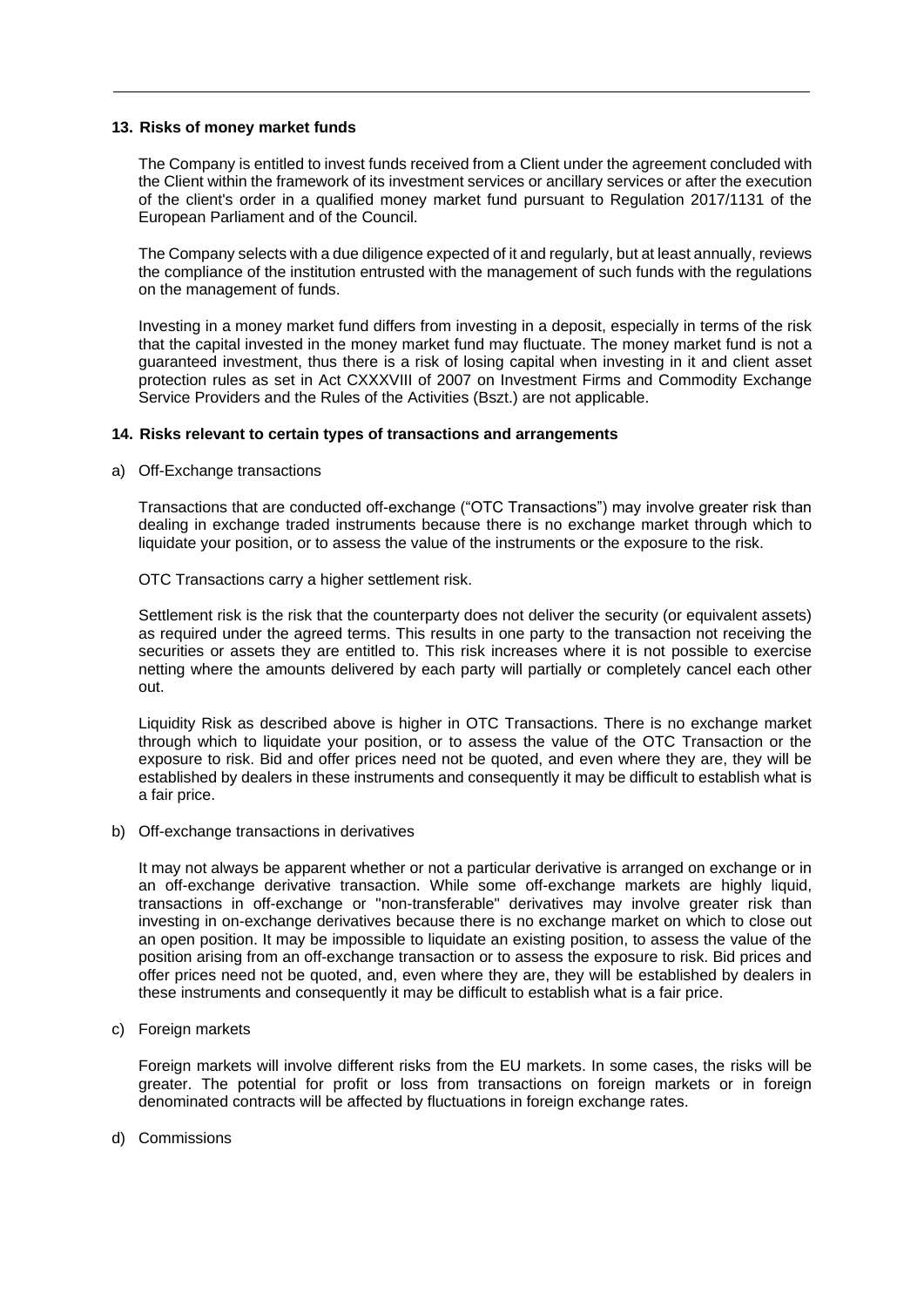## 13. Risks of money market funds

The Company is entitled to invest funds received from a Client under the agreement concluded with the Client within the framework of its investment services or ancillary services or after the execution of the client's order in a qualified money market fund pursuant to Regulation 2017/1131 of the European Parliament and of the Council.

The Company selects with a due diligence expected of it and regularly, but at least annually, reviews the compliance of the institution entrusted with the management of such funds with the regulations on the management of funds.

Investing in a money market fund differs from investing in a deposit, especially in terms of the risk that the capital invested in the money market fund may fluctuate. The money market fund is not a guaranteed investment, thus there is a risk of losing capital when investing in it and client asset protection rules as set in Act CXXXVIII of 2007 on Investment Firms and Commodity Exchange Service Providers and the Rules of the Activities (Bszt.) are not applicable.

## 14. Risks relevant to certain types of transactions and arrangements

a) Off-Exchange transactions

Transactions that are conducted off-exchange ("OTC Transactions") may involve greater risk than dealing in exchange traded instruments because there is no exchange market through which to liquidate your position, or to assess the value of the instruments or the exposure to the risk.

OTC Transactions carry a higher settlement risk.

Settlement risk is the risk that the counterparty does not deliver the security (or equivalent assets) as required under the agreed terms. This results in one party to the transaction not receiving the securities or assets they are entitled to. This risk increases where it is not possible to exercise netting where the amounts delivered by each party will partially or completely cancel each other out.

Liquidity Risk as described above is higher in OTC Transactions. There is no exchange market through which to liquidate your position, or to assess the value of the OTC Transaction or the exposure to risk. Bid and offer prices need not be quoted, and even where they are, they will be established by dealers in these instruments and consequently it may be difficult to establish what is a fair price.

b) Off-exchange transactions in derivatives

It may not always be apparent whether or not a particular derivative is arranged on exchange or in an off-exchange derivative transaction. While some off-exchange markets are highly liquid, transactions in off-exchange or "non-transferable" derivatives may involve greater risk than investing in on-exchange derivatives because there is no exchange market on which to close out an open position. It may be impossible to liquidate an existing position, to assess the value of the position arising from an off-exchange transaction or to assess the exposure to risk. Bid prices and offer prices need not be quoted, and, even where they are, they will be established by dealers in these instruments and consequently it may be difficult to establish what is a fair price.

c) Foreign markets

Foreign markets will involve different risks from the EU markets. In some cases, the risks will be greater. The potential for profit or loss from transactions on foreign markets or in foreign denominated contracts will be affected by fluctuations in foreign exchange rates.

d) Commissions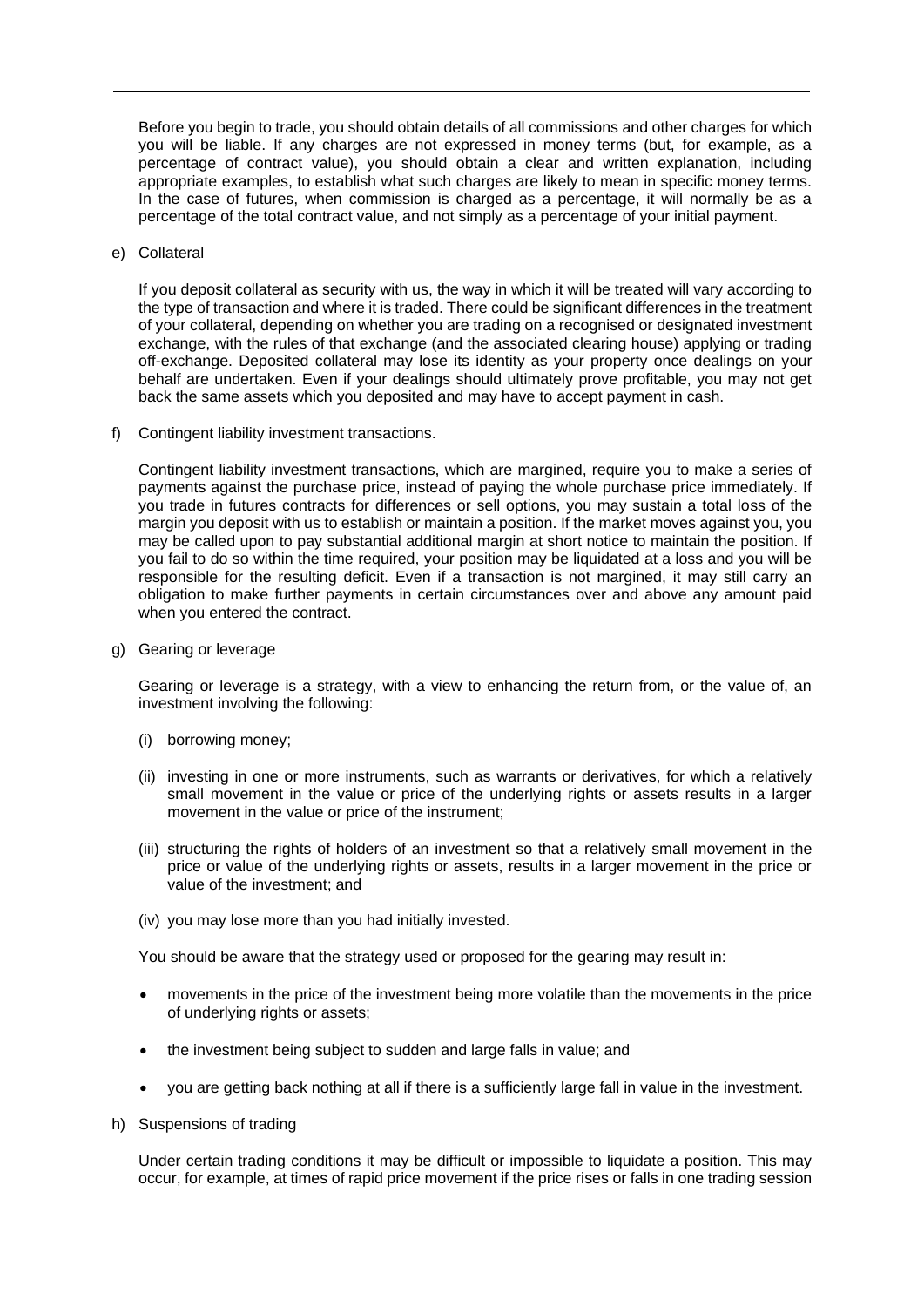Before you begin to trade, you should obtain details of all commissions and other charges for which you will be liable. If any charges are not expressed in money terms (but, for example, as a percentage of contract value), you should obtain a clear and written explanation, including appropriate examples, to establish what such charges are likely to mean in specific money terms. In the case of futures, when commission is charged as a percentage, it will normally be as a percentage of the total contract value, and not simply as a percentage of your initial payment.

e) Collateral

If you deposit collateral as security with us, the way in which it will be treated will vary according to the type of transaction and where it is traded. There could be significant differences in the treatment of your collateral, depending on whether you are trading on a recognised or designated investment exchange, with the rules of that exchange (and the associated clearing house) applying or trading off-exchange. Deposited collateral may lose its identity as your property once dealings on your behalf are undertaken. Even if your dealings should ultimately prove profitable, you may not get back the same assets which you deposited and may have to accept payment in cash.

f) Contingent liability investment transactions.

Contingent liability investment transactions, which are margined, require you to make a series of payments against the purchase price, instead of paying the whole purchase price immediately. If you trade in futures contracts for differences or sell options, you may sustain a total loss of the margin you deposit with us to establish or maintain a position. If the market moves against you, you may be called upon to pay substantial additional margin at short notice to maintain the position. If you fail to do so within the time required, your position may be liquidated at a loss and you will be responsible for the resulting deficit. Even if a transaction is not margined, it may still carry an obligation to make further payments in certain circumstances over and above any amount paid when you entered the contract.

g) Gearing or leverage

Gearing or leverage is a strategy, with a view to enhancing the return from, or the value of, an investment involving the following:

(i) borrowing money;

(ii) investing in one or more instruments, such as warrants or derivatives, for which a relatively small movement in the value or price of the underlying rights or assets results in a larger movement in the value or price of the instrument;

(iii) structuring the rights of holders of an investment so that a relatively small movement in the price or value of the underlying rights or assets, results in a larger movement in the price or value of the investment; and

(iv) you may lose more than you had initially invested.

You should be aware that the strategy used or proposed for the gearing may result in:

- movements in the price of the investment being more volatile than the movements in the price of underlying rights or assets;
- the investment being subject to sudden and large falls in value; and
- you are getting back nothing at all if there is a sufficiently large fall in value in the investment.

h) Suspensions of trading

Under certain trading conditions it may be difficult or impossible to liquidate a position. This may occur, for example, at times of rapid price movement if the price rises or falls in one trading session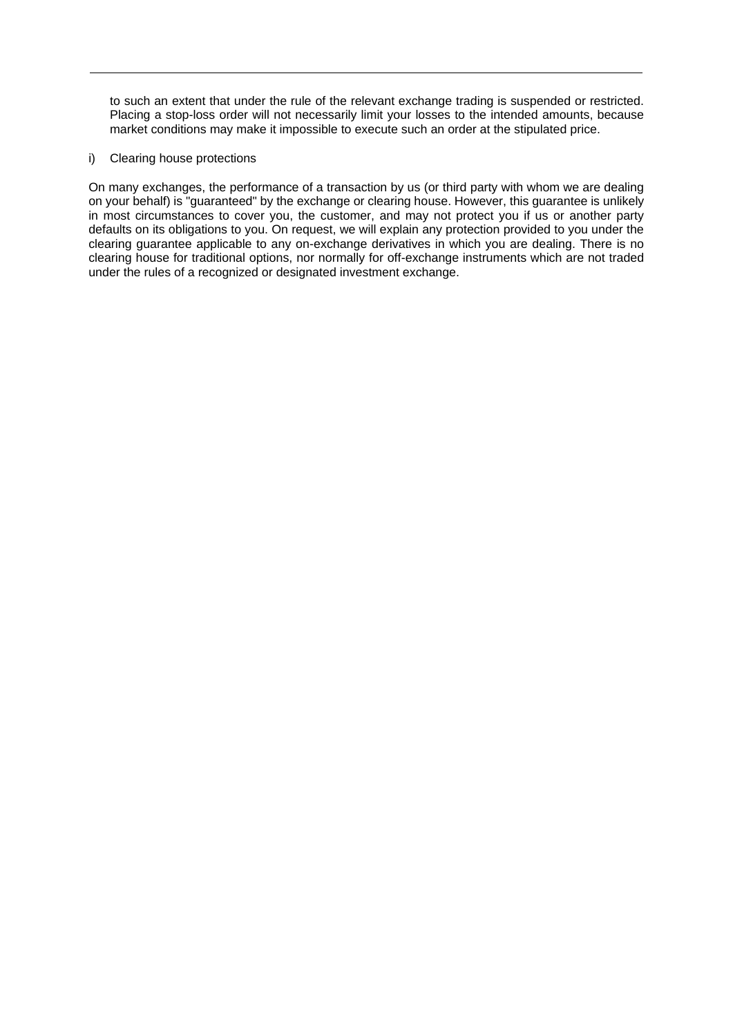to such an extent that under the rule of the relevant exchange trading is suspended or restricted. Placing a stop-loss order will not necessarily limit your losses to the intended amounts, because market conditions may make it impossible to execute such an order at the stipulated price.

i) Clearing house protections

On many exchanges, the performance of a transaction by us (or third party with whom we are dealing on your behalf) is "guaranteed" by the exchange or clearing house. However, this guarantee is unlikely in most circumstances to cover you, the customer, and may not protect you if us or another party defaults on its obligations to you. On request, we will explain any protection provided to you under the clearing guarantee applicable to any on-exchange derivatives in which you are dealing. There is no clearing house for traditional options, nor normally for off-exchange instruments which are not traded under the rules of a recognized or designated investment exchange.